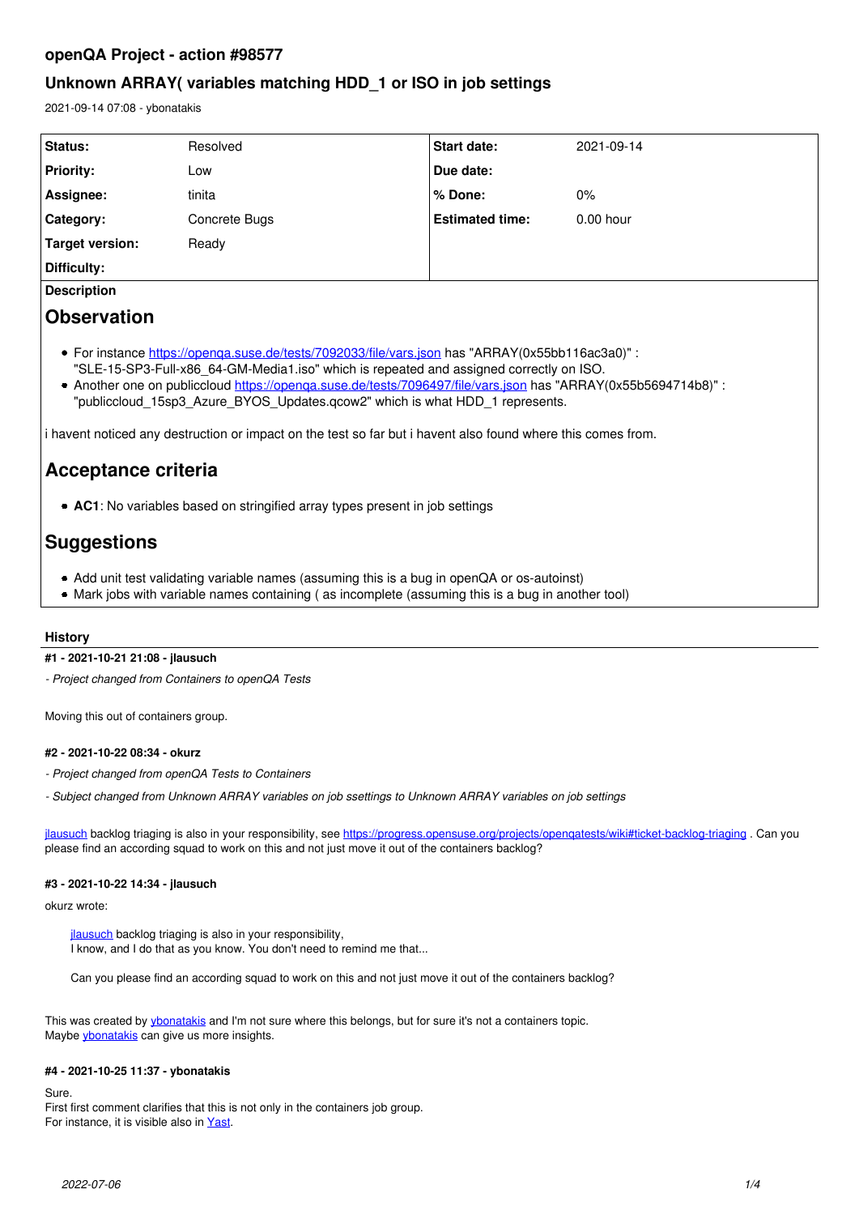# openQA Project - action #98577

## Unknown ARRAY( variables matching HDD_1 or ISO in job settings

2021-09-14 07:08 - ybonatakis

| Status: | Resolved | Start date: | 2021-09-14 |
|---|---|---|---|
| Priority: | Low | Due date: | |
| Assignee: | tinita | % Done: | 0% |
| Category: | Concrete Bugs | Estimated time: | 0.00 hour |
| Target version: | Ready | | |
| Difficulty: | | | |

**Description**

# Observation

- For instance https://openqa.suse.de/tests/7092033/file/vars.json has "ARRAY(0x55bb116ac3a0)" : "SLE-15-SP3-Full-x86_64-GM-Media1.iso" which is repeated and assigned correctly on ISO.
- Another one on publiccloud https://openqa.suse.de/tests/7096497/file/vars.json has "ARRAY(0x55b5694714b8)" : "publiccloud_15sp3_Azure_BYOS_Updates.qcow2" which is what HDD_1 represents.

i havent noticed any destruction or impact on the test so far but i havent also found where this comes from.

# Acceptance criteria

- **AC1**: No variables based on stringified array types present in job settings

# Suggestions

- Add unit test validating variable names (assuming this is a bug in openQA or os-autoinst)
- Mark jobs with variable names containing ( as incomplete (assuming this is a bug in another tool)

### History

#### #1 - 2021-10-21 21:08 - jlausuch

*- Project changed from Containers to openQA Tests*

Moving this out of containers group.

#### #2 - 2021-10-22 08:34 - okurz

*- Project changed from openQA Tests to Containers*

*- Subject changed from Unknown ARRAY variables on job ssettings to Unknown ARRAY variables on job settings*

jlausuch backlog triaging is also in your responsibility, see https://progress.opensuse.org/projects/openqatests/wiki#ticket-backlog-triaging . Can you please find an according squad to work on this and not just move it out of the containers backlog?

#### #3 - 2021-10-22 14:34 - jlausuch

okurz wrote:

> jlausuch backlog triaging is also in your responsibility,
> I know, and I do that as you know. You don't need to remind me that...
>
> Can you please find an according squad to work on this and not just move it out of the containers backlog?

This was created by ybonatakis and I'm not sure where this belongs, but for sure it's not a containers topic.
Maybe ybonatakis can give us more insights.

#### #4 - 2021-10-25 11:37 - ybonatakis

Sure.
First first comment clarifies that this is not only in the containers job group.
For instance, it is visible also in Yast.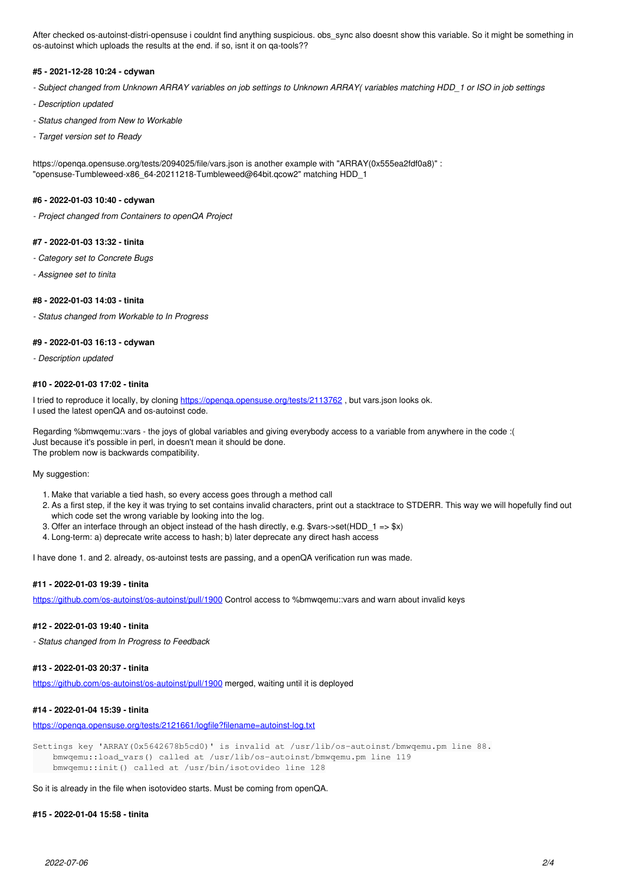After checked os-autoinst-distri-opensuse i couldnt find anything suspicious. obs_sync also doesnt show this variable. So it might be something in os-autoinst which uploads the results at the end. if so, isnt it on qa-tools??

#### #5 - 2021-12-28 10:24 - cdywan

*- Subject changed from Unknown ARRAY variables on job settings to Unknown ARRAY( variables matching HDD_1 or ISO in job settings*

*- Description updated*

*- Status changed from New to Workable*

*- Target version set to Ready*

https://openqa.opensuse.org/tests/2094025/file/vars.json is another example with "ARRAY(0x555ea2fdf0a8)" : "opensuse-Tumbleweed-x86_64-20211218-Tumbleweed@64bit.qcow2" matching HDD_1

#### #6 - 2022-01-03 10:40 - cdywan

*- Project changed from Containers to openQA Project*

#### #7 - 2022-01-03 13:32 - tinita

*- Category set to Concrete Bugs*

*- Assignee set to tinita*

#### #8 - 2022-01-03 14:03 - tinita

*- Status changed from Workable to In Progress*

#### #9 - 2022-01-03 16:13 - cdywan

*- Description updated*

#### #10 - 2022-01-03 17:02 - tinita

I tried to reproduce it locally, by cloning https://openqa.opensuse.org/tests/2113762 , but vars.json looks ok.
I used the latest openQA and os-autoinst code.

Regarding %bmwqemu::vars - the joys of global variables and giving everybody access to a variable from anywhere in the code :(
Just because it's possible in perl, in doesn't mean it should be done.
The problem now is backwards compatibility.

My suggestion:

1. Make that variable a tied hash, so every access goes through a method call
2. As a first step, if the key it was trying to set contains invalid characters, print out a stacktrace to STDERR. This way we will hopefully find out which code set the wrong variable by looking into the log.
3. Offer an interface through an object instead of the hash directly, e.g. $vars->set(HDD_1 => $x)
4. Long-term: a) deprecate write access to hash; b) later deprecate any direct hash access

I have done 1. and 2. already, os-autoinst tests are passing, and a openQA verification run was made.

#### #11 - 2022-01-03 19:39 - tinita

https://github.com/os-autoinst/os-autoinst/pull/1900 Control access to %bmwqemu::vars and warn about invalid keys

#### #12 - 2022-01-03 19:40 - tinita

*- Status changed from In Progress to Feedback*

#### #13 - 2022-01-03 20:37 - tinita

https://github.com/os-autoinst/os-autoinst/pull/1900 merged, waiting until it is deployed

#### #14 - 2022-01-04 15:39 - tinita

https://openqa.opensuse.org/tests/2121661/logfile?filename=autoinst-log.txt

```
Settings key 'ARRAY(0x5642678b5cd0)' is invalid at /usr/lib/os-autoinst/bmwqemu.pm line 88.
    bmwqemu::load_vars() called at /usr/lib/os-autoinst/bmwqemu.pm line 119
    bmwqemu::init() called at /usr/bin/isotovideo line 128
```

So it is already in the file when isotovideo starts. Must be coming from openQA.

#### #15 - 2022-01-04 15:58 - tinita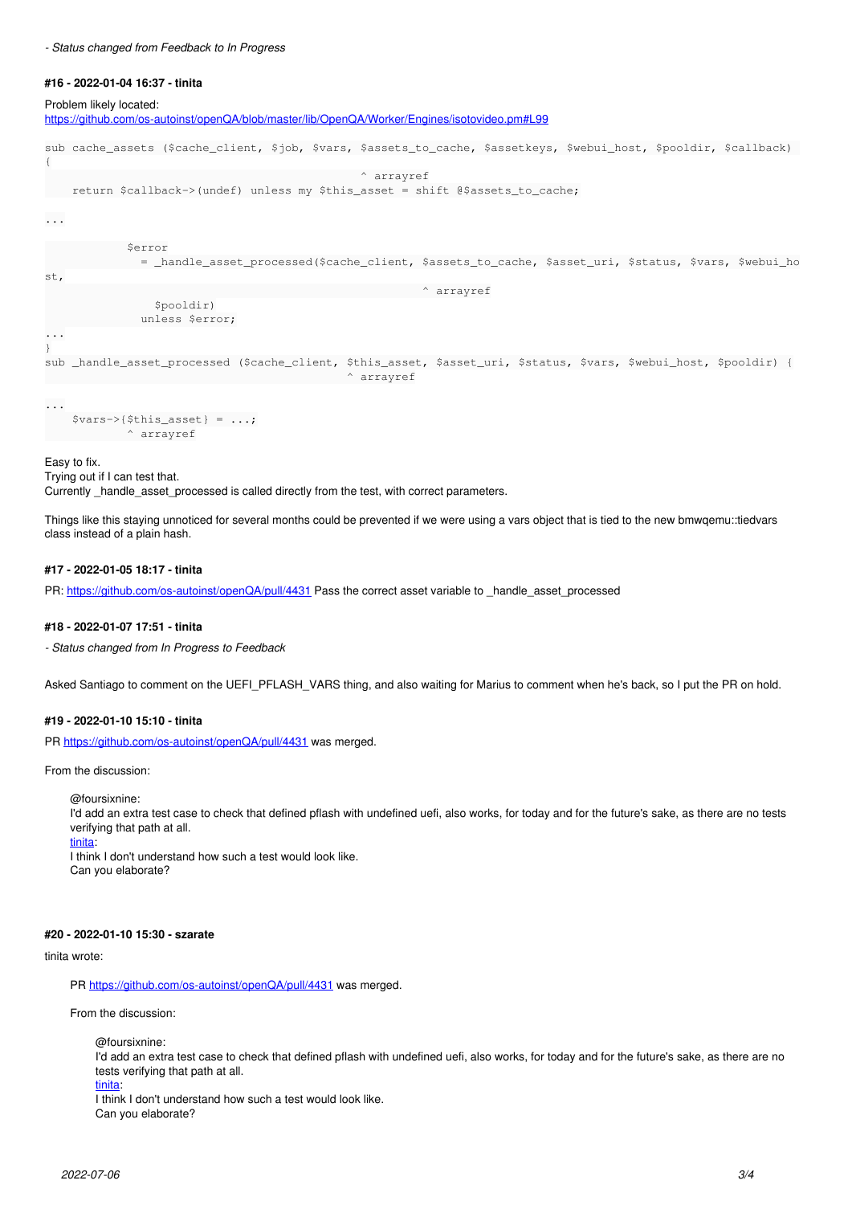*- Status changed from Feedback to In Progress*

#### #16 - 2022-01-04 16:37 - tinita

Problem likely located:
https://github.com/os-autoinst/openQA/blob/master/lib/OpenQA/Worker/Engines/isotovideo.pm#L99

```
sub cache_assets ($cache_client, $job, $vars, $assets_to_cache, $assetkeys, $webui_host, $pooldir, $callback)
{
                                              ^ arrayref
    return $callback->(undef) unless my $this_asset = shift @$assets_to_cache;

...

            $error
              = _handle_asset_processed($cache_client, $assets_to_cache, $asset_uri, $status, $vars, $webui_ho
st,
                                                       ^ arrayref
                $pooldir)
              unless $error;
...
}
sub _handle_asset_processed ($cache_client, $this_asset, $asset_uri, $status, $vars, $webui_host, $pooldir) {
                                            ^ arrayref

...
    $vars->{$this_asset} = ...;
            ^ arrayref
```

Easy to fix.
Trying out if I can test that.
Currently _handle_asset_processed is called directly from the test, with correct parameters.

Things like this staying unnoticed for several months could be prevented if we were using a vars object that is tied to the new bmwqemu::tiedvars class instead of a plain hash.

#### #17 - 2022-01-05 18:17 - tinita

PR: https://github.com/os-autoinst/openQA/pull/4431 Pass the correct asset variable to _handle_asset_processed

#### #18 - 2022-01-07 17:51 - tinita

*- Status changed from In Progress to Feedback*

Asked Santiago to comment on the UEFI_PFLASH_VARS thing, and also waiting for Marius to comment when he's back, so I put the PR on hold.

#### #19 - 2022-01-10 15:10 - tinita

PR https://github.com/os-autoinst/openQA/pull/4431 was merged.

From the discussion:

> @foursixnine:
> I'd add an extra test case to check that defined pflash with undefined uefi, also works, for today and for the future's sake, as there are no tests verifying that path at all.
> tinita:
> I think I don't understand how such a test would look like.
> Can you elaborate?

#### #20 - 2022-01-10 15:30 - szarate

tinita wrote:

> PR https://github.com/os-autoinst/openQA/pull/4431 was merged.
>
> From the discussion:
>
> > @foursixnine:
> > I'd add an extra test case to check that defined pflash with undefined uefi, also works, for today and for the future's sake, as there are no tests verifying that path at all.
> > tinita:
> > I think I don't understand how such a test would look like.
> > Can you elaborate?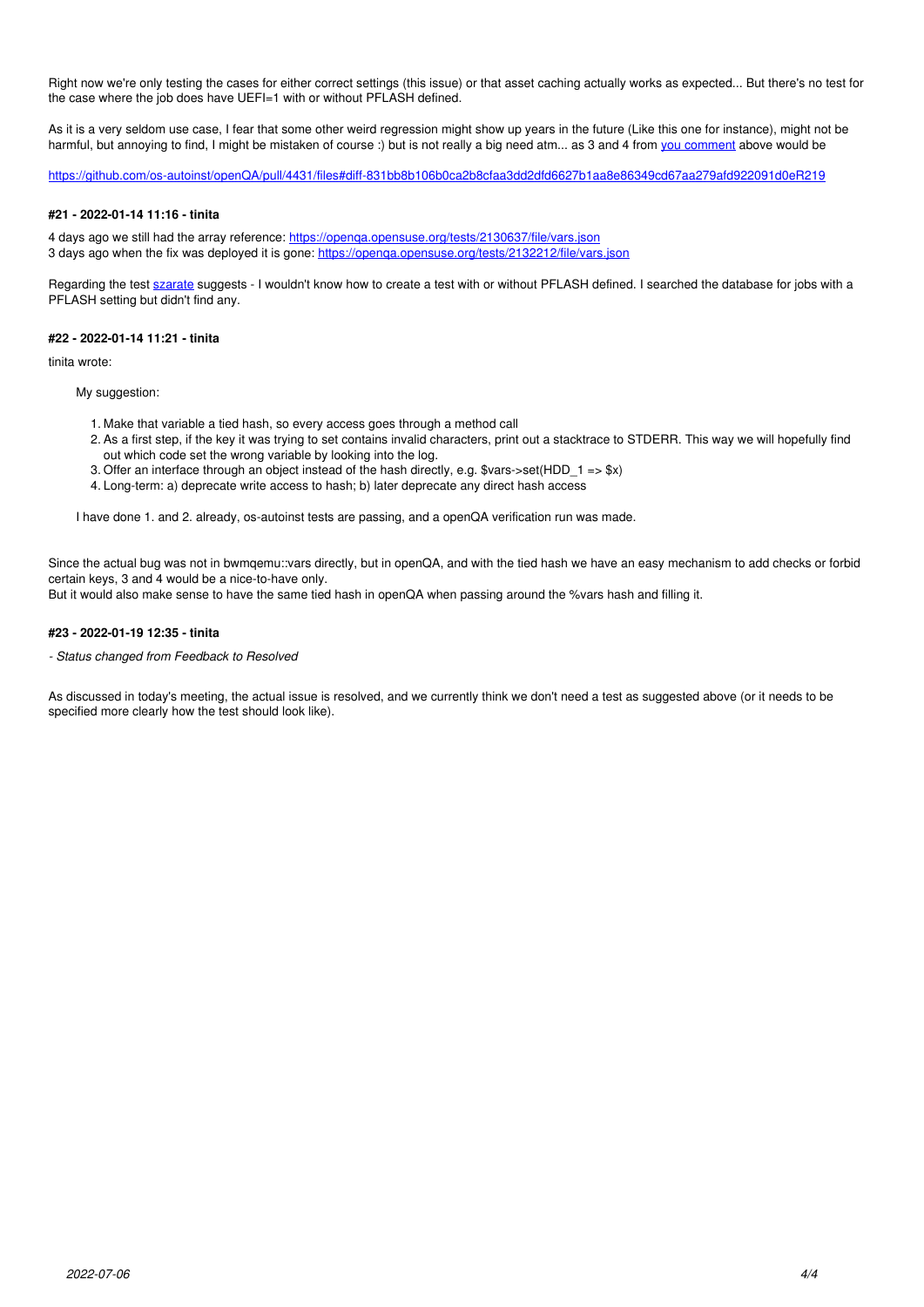Right now we're only testing the cases for either correct settings (this issue) or that asset caching actually works as expected... But there's no test for the case where the job does have UEFI=1 with or without PFLASH defined.

As it is a very seldom use case, I fear that some other weird regression might show up years in the future (Like this one for instance), might not be harmful, but annoying to find, I might be mistaken of course :) but is not really a big need atm... as 3 and 4 from you comment above would be

https://github.com/os-autoinst/openQA/pull/4431/files#diff-831bb8b106b0ca2b8cfaa3dd2dfd6627b1aa8e86349cd67aa279afd922091d0eR219

#### #21 - 2022-01-14 11:16 - tinita

4 days ago we still had the array reference: https://openqa.opensuse.org/tests/2130637/file/vars.json
3 days ago when the fix was deployed it is gone: https://openqa.opensuse.org/tests/2132212/file/vars.json

Regarding the test szarate suggests - I wouldn't know how to create a test with or without PFLASH defined. I searched the database for jobs with a PFLASH setting but didn't find any.

#### #22 - 2022-01-14 11:21 - tinita

tinita wrote:

> My suggestion:
>
> 1. Make that variable a tied hash, so every access goes through a method call
> 2. As a first step, if the key it was trying to set contains invalid characters, print out a stacktrace to STDERR. This way we will hopefully find out which code set the wrong variable by looking into the log.
> 3. Offer an interface through an object instead of the hash directly, e.g. $vars->set(HDD_1 => $x)
> 4. Long-term: a) deprecate write access to hash; b) later deprecate any direct hash access
>
> I have done 1. and 2. already, os-autoinst tests are passing, and a openQA verification run was made.

Since the actual bug was not in bwmqemu::vars directly, but in openQA, and with the tied hash we have an easy mechanism to add checks or forbid certain keys, 3 and 4 would be a nice-to-have only.
But it would also make sense to have the same tied hash in openQA when passing around the %vars hash and filling it.

#### #23 - 2022-01-19 12:35 - tinita

*- Status changed from Feedback to Resolved*

As discussed in today's meeting, the actual issue is resolved, and we currently think we don't need a test as suggested above (or it needs to be specified more clearly how the test should look like).